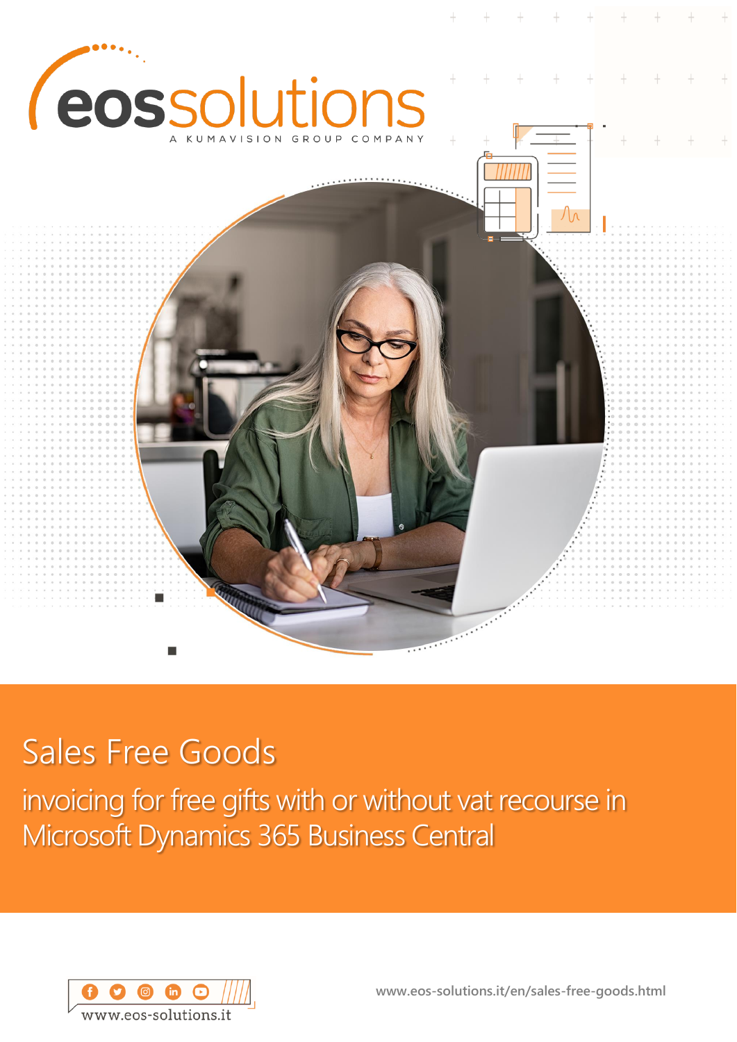eossolutions

A KUMAVISION GROUP COMPANY

# Sales Free Goods

## invoicing for free gifts with or without vat recourse in Microsoft Dynamics 365 Business Central

www.eos-solutions.it

www.eos-solutions.it/en/sales-free-goods.html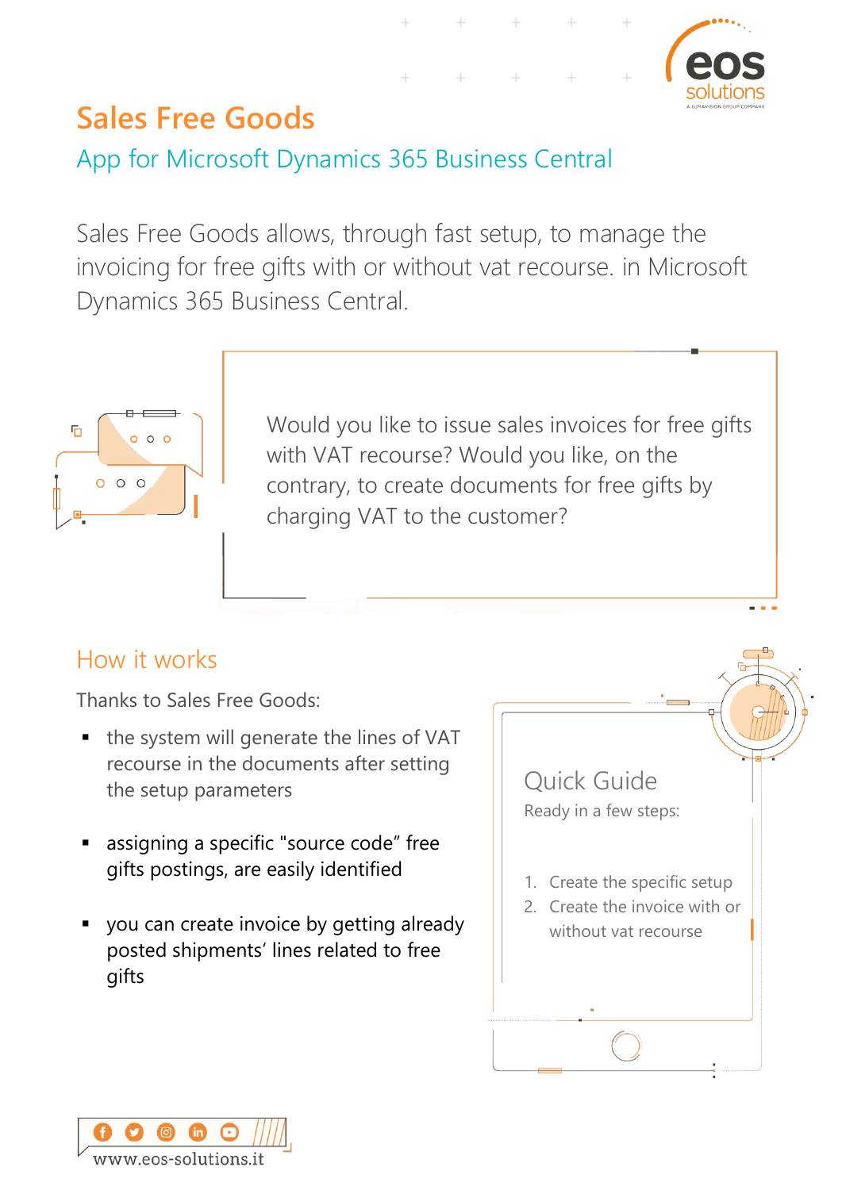# Sales Free Goods

## App for Microsoft Dynamics 365 Business Central

Sales Free Goods allows, through fast setup, to manage the invoicing for free gifts with or without vat recourse. in Microsoft Dynamics 365 Business Central.

Would you like to issue sales invoices for free gifts with VAT recourse? Would you like, on the contrary, to create documents for free gifts by charging VAT to the customer?

## How it works

Thanks to Sales Free Goods:

- the system will generate the lines of VAT recourse in the documents after setting the setup parameters
- assigning a specific "source code" free gifts postings, are easily identified
- you can create invoice by getting already posted shipments' lines related to free gifts

### Quick Guide

Ready in a few steps:

1. Create the specific setup
2. Create the invoice with or without vat recourse

www.eos-solutions.it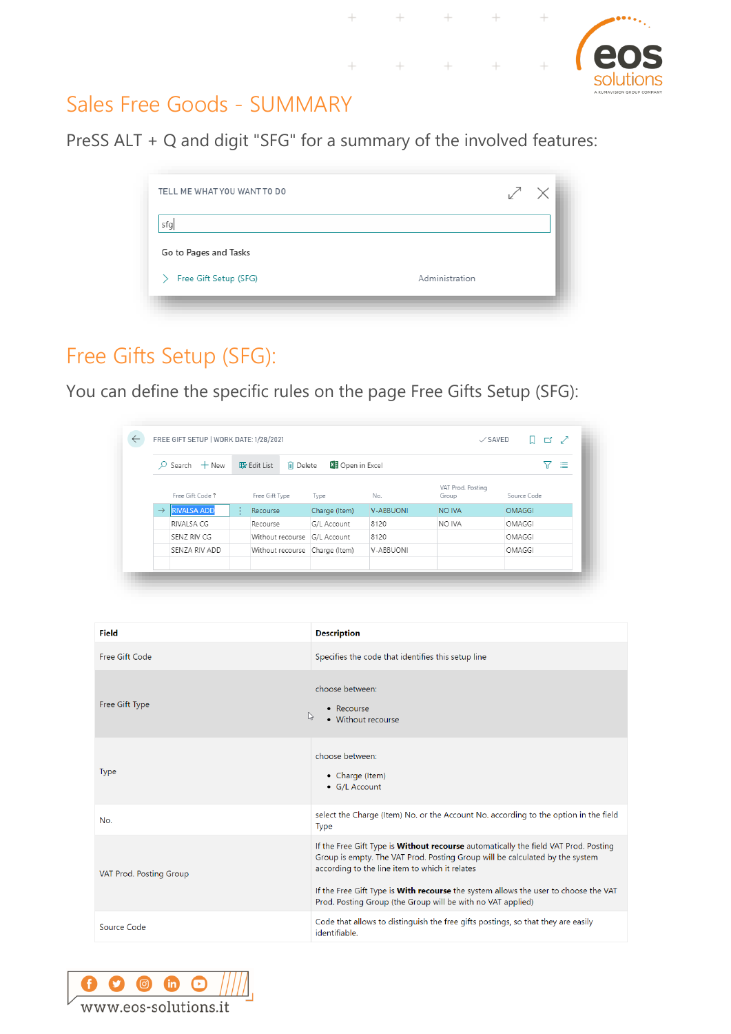## Sales Free Goods - SUMMARY

PreSS ALT + Q and digit "SFG" for a summary of the involved features:

TELL ME WHAT YOU WANT TO DO

sfg

Go to Pages and Tasks

Free Gift Setup (SFG) — Administration

## Free Gifts Setup (SFG):

You can define the specific rules on the page Free Gifts Setup (SFG):

FREE GIFT SETUP | WORK DATE: 1/28/2021

| Free Gift Code | Free Gift Type | Type | No. | VAT Prod. Posting Group | Source Code |
|---|---|---|---|---|---|
| RIVALSA ADD | Recourse | Charge (Item) | V-ABBUONI | NO IVA | OMAGGI |
| RIVALSA CG | Recourse | G/L Account | 8120 | NO IVA | OMAGGI |
| SENZ RIV CG | Without recourse | G/L Account | 8120 | | OMAGGI |
| SENZA RIV ADD | Without recourse | Charge (Item) | V-ABBUONI | | OMAGGI |

| Field | Description |
|---|---|
| Free Gift Code | Specifies the code that identifies this setup line |
| Free Gift Type | choose between:<br>• Recourse<br>• Without recourse |
| Type | choose between:<br>• Charge (Item)<br>• G/L Account |
| No. | select the Charge (Item) No. or the Account No. according to the option in the field Type |
| VAT Prod. Posting Group | If the Free Gift Type is **Without recourse** automatically the field VAT Prod. Posting Group is empty. The VAT Prod. Posting Group will be calculated by the system according to the line item to which it relates<br><br>If the Free Gift Type is **With recourse** the system allows the user to choose the VAT Prod. Posting Group (the Group will be with no VAT applied) |
| Source Code | Code that allows to distinguish the free gifts postings, so that they are easily identifiable. |

www.eos-solutions.it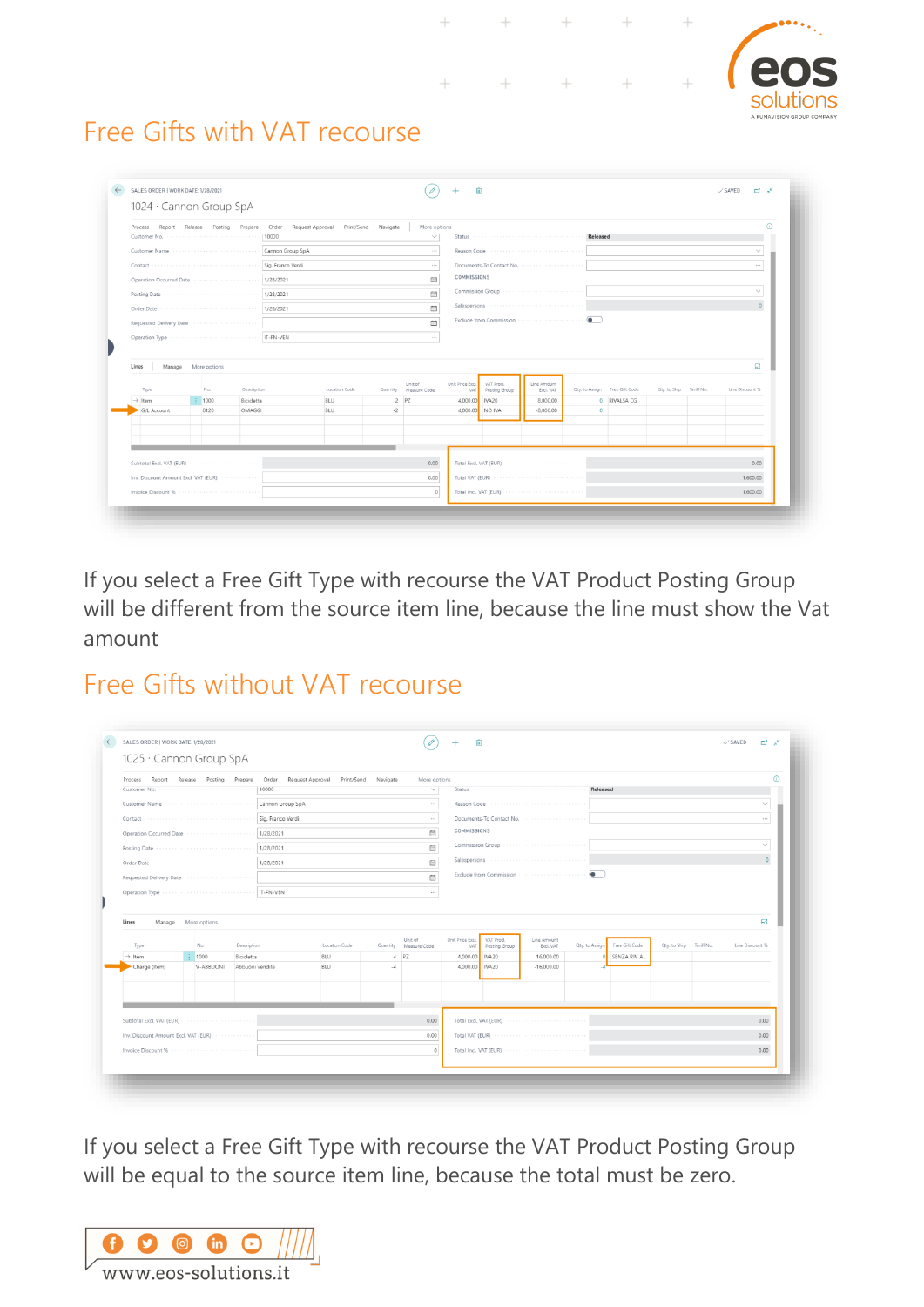# Free Gifts with VAT recourse

If you select a Free Gift Type with recourse the VAT Product Posting Group will be different from the source item line, because the line must show the Vat amount

# Free Gifts without VAT recourse

If you select a Free Gift Type with recourse the VAT Product Posting Group will be equal to the source item line, because the total must be zero.

www.eos-solutions.it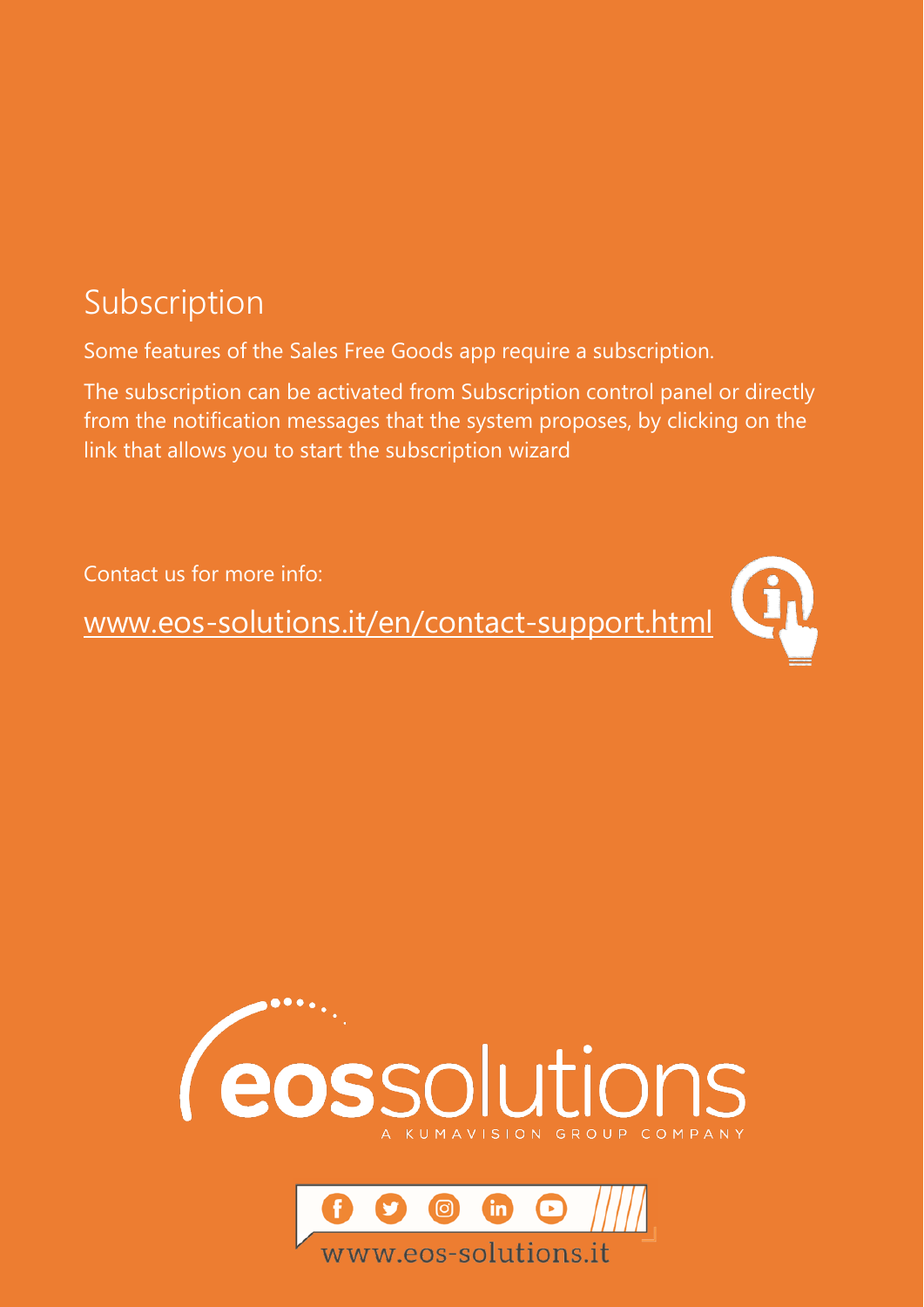## Subscription

Some features of the Sales Free Goods app require a subscription.

The subscription can be activated from Subscription control panel or directly from the notification messages that the system proposes, by clicking on the link that allows you to start the subscription wizard

Contact us for more info:

www.eos-solutions.it/en/contact-support.html

eossolutions

A KUMAVISION GROUP COMPANY

www.eos-solutions.it